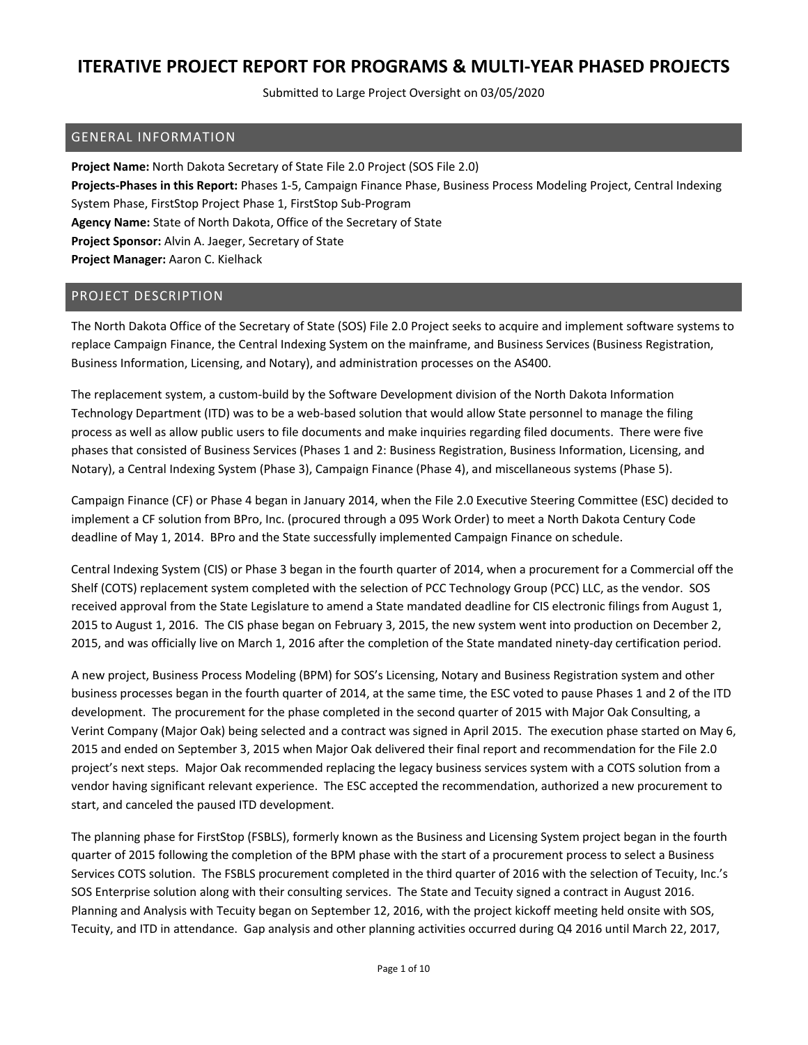# ITERATIVE PROJECT REPORT FOR PROGRAMS & MULTI-YEAR PHASED PROJECTS

Submitted to Large Project Oversight on 03/05/2020

## GENERAL INFORMATION

**Project Name:** North Dakota Secretary of State File 2.0 Project (SOS File 2.0)
**Projects-Phases in this Report:** Phases 1-5, Campaign Finance Phase, Business Process Modeling Project, Central Indexing System Phase, FirstStop Project Phase 1, FirstStop Sub-Program
**Agency Name:** State of North Dakota, Office of the Secretary of State
**Project Sponsor:** Alvin A. Jaeger, Secretary of State
**Project Manager:** Aaron C. Kielhack

## PROJECT DESCRIPTION

The North Dakota Office of the Secretary of State (SOS) File 2.0 Project seeks to acquire and implement software systems to replace Campaign Finance, the Central Indexing System on the mainframe, and Business Services (Business Registration, Business Information, Licensing, and Notary), and administration processes on the AS400.

The replacement system, a custom-build by the Software Development division of the North Dakota Information Technology Department (ITD) was to be a web-based solution that would allow State personnel to manage the filing process as well as allow public users to file documents and make inquiries regarding filed documents. There were five phases that consisted of Business Services (Phases 1 and 2: Business Registration, Business Information, Licensing, and Notary), a Central Indexing System (Phase 3), Campaign Finance (Phase 4), and miscellaneous systems (Phase 5).

Campaign Finance (CF) or Phase 4 began in January 2014, when the File 2.0 Executive Steering Committee (ESC) decided to implement a CF solution from BPro, Inc. (procured through a 095 Work Order) to meet a North Dakota Century Code deadline of May 1, 2014. BPro and the State successfully implemented Campaign Finance on schedule.

Central Indexing System (CIS) or Phase 3 began in the fourth quarter of 2014, when a procurement for a Commercial off the Shelf (COTS) replacement system completed with the selection of PCC Technology Group (PCC) LLC, as the vendor. SOS received approval from the State Legislature to amend a State mandated deadline for CIS electronic filings from August 1, 2015 to August 1, 2016. The CIS phase began on February 3, 2015, the new system went into production on December 2, 2015, and was officially live on March 1, 2016 after the completion of the State mandated ninety-day certification period.

A new project, Business Process Modeling (BPM) for SOS's Licensing, Notary and Business Registration system and other business processes began in the fourth quarter of 2014, at the same time, the ESC voted to pause Phases 1 and 2 of the ITD development. The procurement for the phase completed in the second quarter of 2015 with Major Oak Consulting, a Verint Company (Major Oak) being selected and a contract was signed in April 2015. The execution phase started on May 6, 2015 and ended on September 3, 2015 when Major Oak delivered their final report and recommendation for the File 2.0 project's next steps. Major Oak recommended replacing the legacy business services system with a COTS solution from a vendor having significant relevant experience. The ESC accepted the recommendation, authorized a new procurement to start, and canceled the paused ITD development.

The planning phase for FirstStop (FSBLS), formerly known as the Business and Licensing System project began in the fourth quarter of 2015 following the completion of the BPM phase with the start of a procurement process to select a Business Services COTS solution. The FSBLS procurement completed in the third quarter of 2016 with the selection of Tecuity, Inc.'s SOS Enterprise solution along with their consulting services. The State and Tecuity signed a contract in August 2016. Planning and Analysis with Tecuity began on September 12, 2016, with the project kickoff meeting held onsite with SOS, Tecuity, and ITD in attendance. Gap analysis and other planning activities occurred during Q4 2016 until March 22, 2017,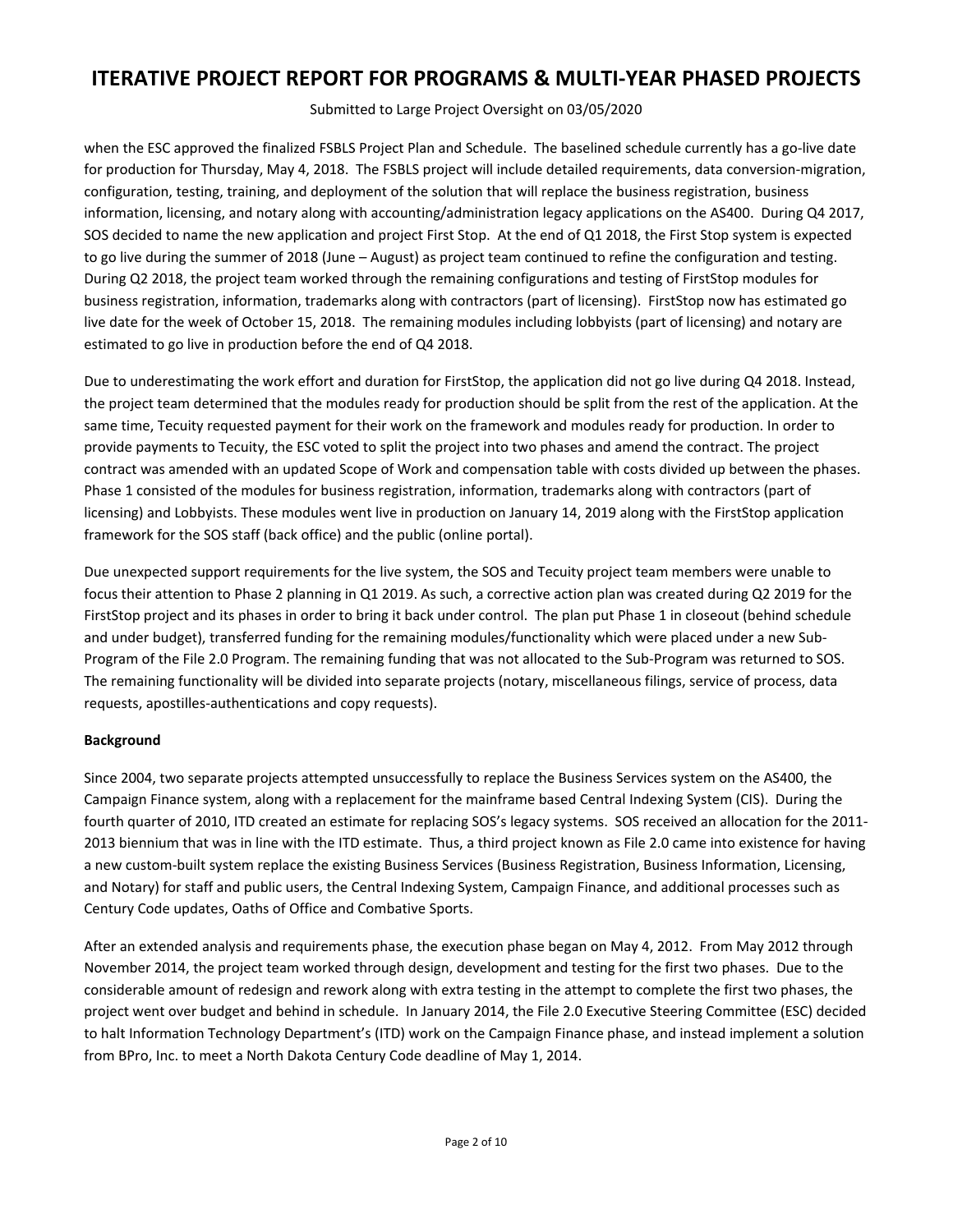when the ESC approved the finalized FSBLS Project Plan and Schedule. The baselined schedule currently has a go-live date for production for Thursday, May 4, 2018. The FSBLS project will include detailed requirements, data conversion-migration, configuration, testing, training, and deployment of the solution that will replace the business registration, business information, licensing, and notary along with accounting/administration legacy applications on the AS400. During Q4 2017, SOS decided to name the new application and project First Stop. At the end of Q1 2018, the First Stop system is expected to go live during the summer of 2018 (June – August) as project team continued to refine the configuration and testing. During Q2 2018, the project team worked through the remaining configurations and testing of FirstStop modules for business registration, information, trademarks along with contractors (part of licensing). FirstStop now has estimated go live date for the week of October 15, 2018. The remaining modules including lobbyists (part of licensing) and notary are estimated to go live in production before the end of Q4 2018.

Due to underestimating the work effort and duration for FirstStop, the application did not go live during Q4 2018. Instead, the project team determined that the modules ready for production should be split from the rest of the application. At the same time, Tecuity requested payment for their work on the framework and modules ready for production. In order to provide payments to Tecuity, the ESC voted to split the project into two phases and amend the contract. The project contract was amended with an updated Scope of Work and compensation table with costs divided up between the phases. Phase 1 consisted of the modules for business registration, information, trademarks along with contractors (part of licensing) and Lobbyists. These modules went live in production on January 14, 2019 along with the FirstStop application framework for the SOS staff (back office) and the public (online portal).

Due unexpected support requirements for the live system, the SOS and Tecuity project team members were unable to focus their attention to Phase 2 planning in Q1 2019. As such, a corrective action plan was created during Q2 2019 for the FirstStop project and its phases in order to bring it back under control. The plan put Phase 1 in closeout (behind schedule and under budget), transferred funding for the remaining modules/functionality which were placed under a new Sub-Program of the File 2.0 Program. The remaining funding that was not allocated to the Sub-Program was returned to SOS. The remaining functionality will be divided into separate projects (notary, miscellaneous filings, service of process, data requests, apostilles-authentications and copy requests).

**Background**

Since 2004, two separate projects attempted unsuccessfully to replace the Business Services system on the AS400, the Campaign Finance system, along with a replacement for the mainframe based Central Indexing System (CIS). During the fourth quarter of 2010, ITD created an estimate for replacing SOS's legacy systems. SOS received an allocation for the 2011-2013 biennium that was in line with the ITD estimate. Thus, a third project known as File 2.0 came into existence for having a new custom-built system replace the existing Business Services (Business Registration, Business Information, Licensing, and Notary) for staff and public users, the Central Indexing System, Campaign Finance, and additional processes such as Century Code updates, Oaths of Office and Combative Sports.

After an extended analysis and requirements phase, the execution phase began on May 4, 2012. From May 2012 through November 2014, the project team worked through design, development and testing for the first two phases. Due to the considerable amount of redesign and rework along with extra testing in the attempt to complete the first two phases, the project went over budget and behind in schedule. In January 2014, the File 2.0 Executive Steering Committee (ESC) decided to halt Information Technology Department's (ITD) work on the Campaign Finance phase, and instead implement a solution from BPro, Inc. to meet a North Dakota Century Code deadline of May 1, 2014.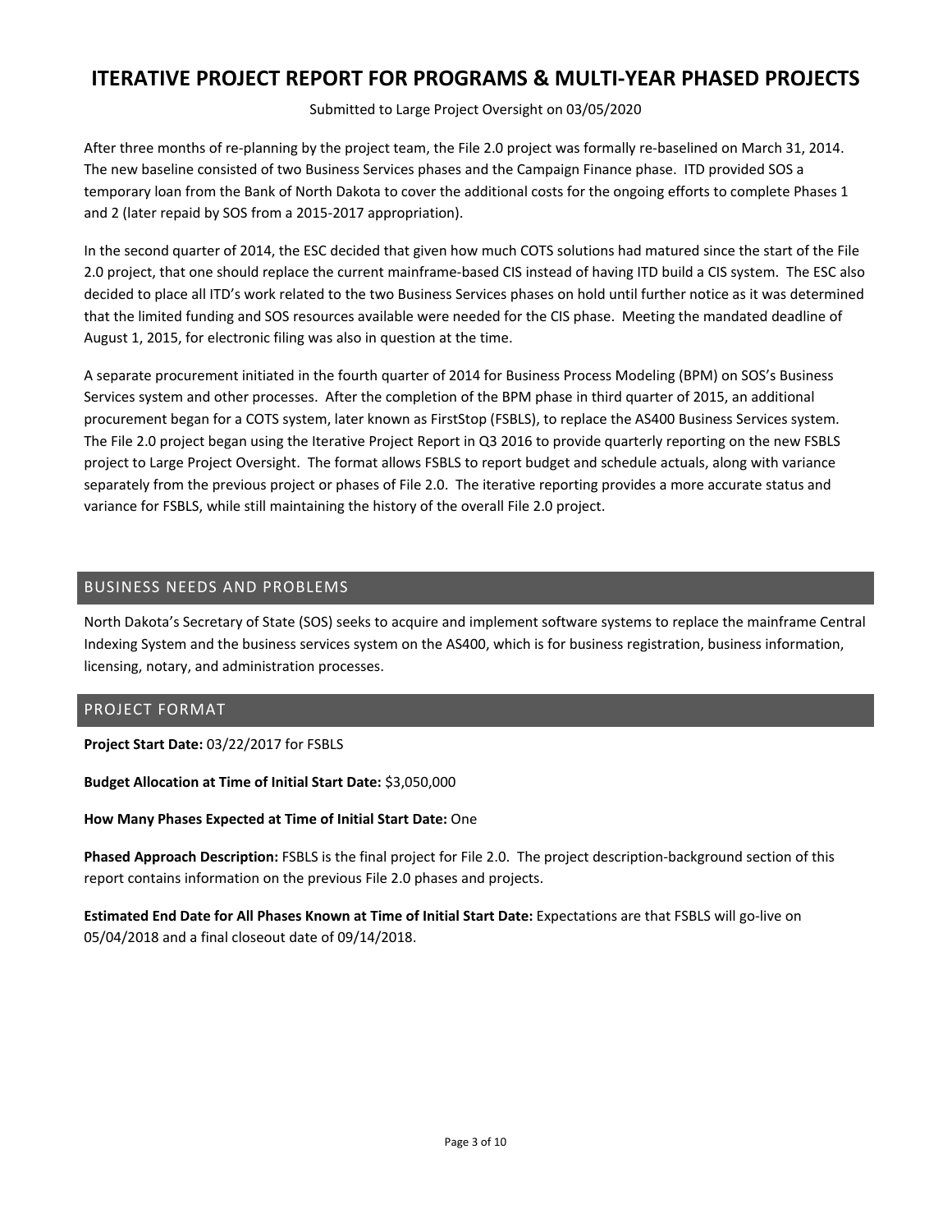After three months of re-planning by the project team, the File 2.0 project was formally re-baselined on March 31, 2014. The new baseline consisted of two Business Services phases and the Campaign Finance phase. ITD provided SOS a temporary loan from the Bank of North Dakota to cover the additional costs for the ongoing efforts to complete Phases 1 and 2 (later repaid by SOS from a 2015-2017 appropriation).

In the second quarter of 2014, the ESC decided that given how much COTS solutions had matured since the start of the File 2.0 project, that one should replace the current mainframe-based CIS instead of having ITD build a CIS system. The ESC also decided to place all ITD's work related to the two Business Services phases on hold until further notice as it was determined that the limited funding and SOS resources available were needed for the CIS phase. Meeting the mandated deadline of August 1, 2015, for electronic filing was also in question at the time.

A separate procurement initiated in the fourth quarter of 2014 for Business Process Modeling (BPM) on SOS's Business Services system and other processes. After the completion of the BPM phase in third quarter of 2015, an additional procurement began for a COTS system, later known as FirstStop (FSBLS), to replace the AS400 Business Services system. The File 2.0 project began using the Iterative Project Report in Q3 2016 to provide quarterly reporting on the new FSBLS project to Large Project Oversight. The format allows FSBLS to report budget and schedule actuals, along with variance separately from the previous project or phases of File 2.0. The iterative reporting provides a more accurate status and variance for FSBLS, while still maintaining the history of the overall File 2.0 project.

## BUSINESS NEEDS AND PROBLEMS

North Dakota's Secretary of State (SOS) seeks to acquire and implement software systems to replace the mainframe Central Indexing System and the business services system on the AS400, which is for business registration, business information, licensing, notary, and administration processes.

## PROJECT FORMAT

**Project Start Date:** 03/22/2017 for FSBLS

**Budget Allocation at Time of Initial Start Date:** $3,050,000

**How Many Phases Expected at Time of Initial Start Date:** One

**Phased Approach Description:** FSBLS is the final project for File 2.0. The project description-background section of this report contains information on the previous File 2.0 phases and projects.

**Estimated End Date for All Phases Known at Time of Initial Start Date:** Expectations are that FSBLS will go-live on 05/04/2018 and a final closeout date of 09/14/2018.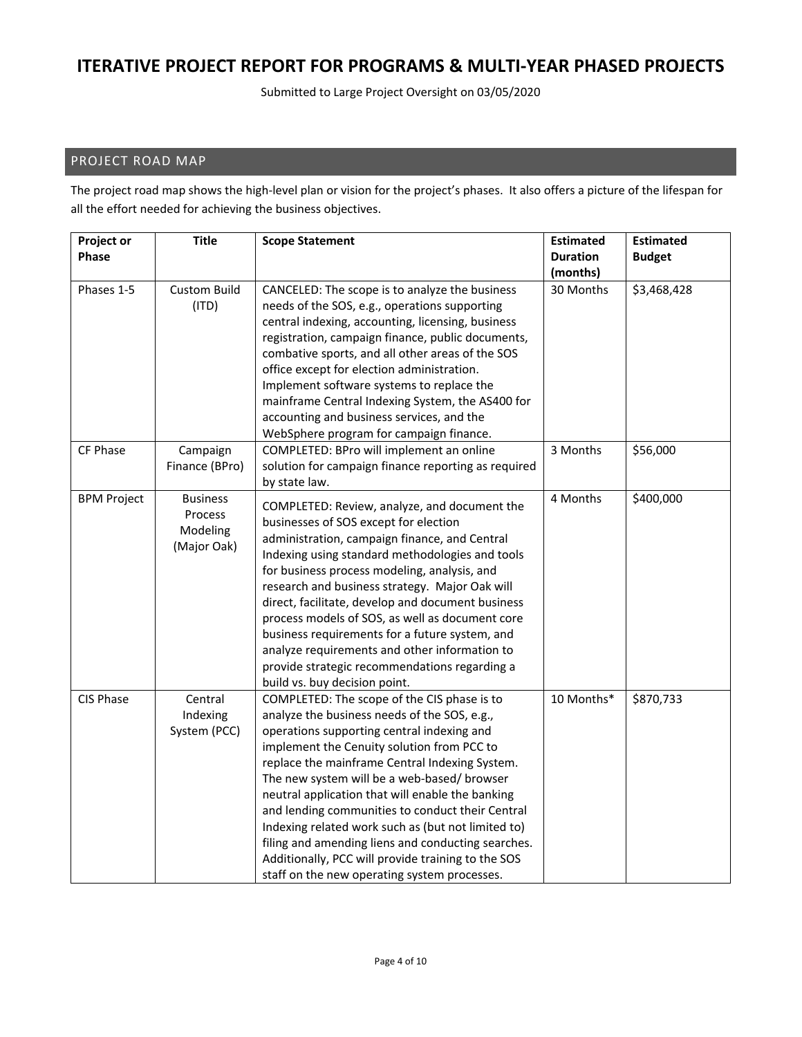// ITERATIVE PROJECT REPORT FOR PROGRAMS & MULTI-YEAR PHASED PROJECTS

Submitted to Large Project Oversight on 03/05/2020

## PROJECT ROAD MAP

The project road map shows the high-level plan or vision for the project's phases. It also offers a picture of the lifespan for all the effort needed for achieving the business objectives.

| Project or Phase | Title | Scope Statement | Estimated Duration (months) | Estimated Budget |
|---|---|---|---|---|
| Phases 1-5 | Custom Build (ITD) | CANCELED: The scope is to analyze the business needs of the SOS, e.g., operations supporting central indexing, accounting, licensing, business registration, campaign finance, public documents, combative sports, and all other areas of the SOS office except for election administration. Implement software systems to replace the mainframe Central Indexing System, the AS400 for accounting and business services, and the WebSphere program for campaign finance. | 30 Months | $3,468,428 |
| CF Phase | Campaign Finance (BPro) | COMPLETED: BPro will implement an online solution for campaign finance reporting as required by state law. | 3 Months | $56,000 |
| BPM Project | Business Process Modeling (Major Oak) | COMPLETED: Review, analyze, and document the businesses of SOS except for election administration, campaign finance, and Central Indexing using standard methodologies and tools for business process modeling, analysis, and research and business strategy. Major Oak will direct, facilitate, develop and document business process models of SOS, as well as document core business requirements for a future system, and analyze requirements and other information to provide strategic recommendations regarding a build vs. buy decision point. | 4 Months | $400,000 |
| CIS Phase | Central Indexing System (PCC) | COMPLETED: The scope of the CIS phase is to analyze the business needs of the SOS, e.g., operations supporting central indexing and implement the Cenuity solution from PCC to replace the mainframe Central Indexing System. The new system will be a web-based/ browser neutral application that will enable the banking and lending communities to conduct their Central Indexing related work such as (but not limited to) filing and amending liens and conducting searches. Additionally, PCC will provide training to the SOS staff on the new operating system processes. | 10 Months* | $870,733 |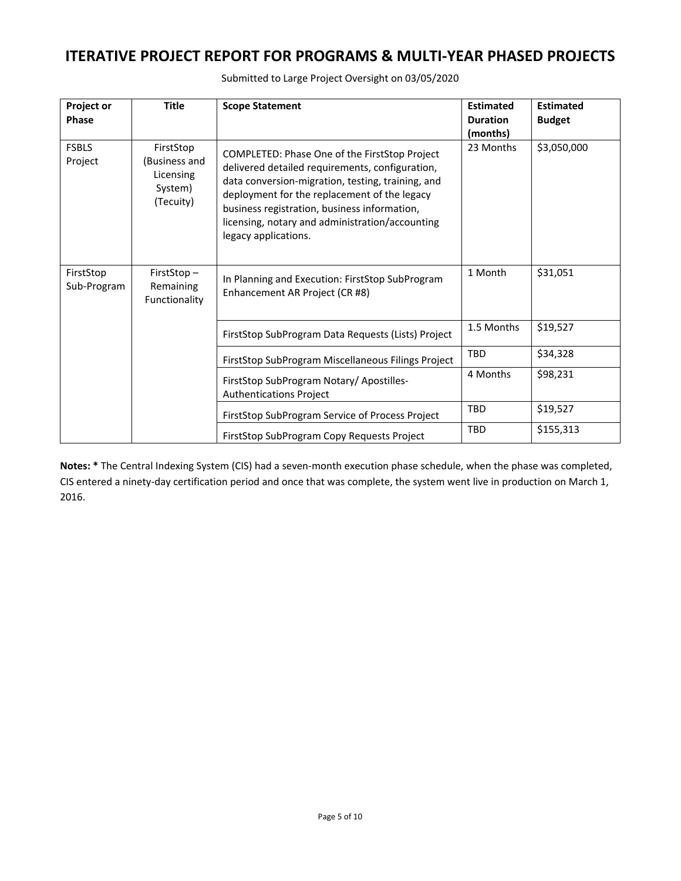# ITERATIVE PROJECT REPORT FOR PROGRAMS & MULTI-YEAR PHASED PROJECTS

Submitted to Large Project Oversight on 03/05/2020

| Project or Phase | Title | Scope Statement | Estimated Duration (months) | Estimated Budget |
|---|---|---|---|---|
| FSBLS Project | FirstStop (Business and Licensing System) (Tecuity) | COMPLETED: Phase One of the FirstStop Project delivered detailed requirements, configuration, data conversion-migration, testing, training, and deployment for the replacement of the legacy business registration, business information, licensing, notary and administration/accounting legacy applications. | 23 Months | $3,050,000 |
| FirstStop Sub-Program | FirstStop – Remaining Functionality | In Planning and Execution: FirstStop SubProgram Enhancement AR Project (CR #8) | 1 Month | $31,051 |
| | | FirstStop SubProgram Data Requests (Lists) Project | 1.5 Months | $19,527 |
| | | FirstStop SubProgram Miscellaneous Filings Project | TBD | $34,328 |
| | | FirstStop SubProgram Notary/ Apostilles-Authentications Project | 4 Months | $98,231 |
| | | FirstStop SubProgram Service of Process Project | TBD | $19,527 |
| | | FirstStop SubProgram Copy Requests Project | TBD | $155,313 |

**Notes: *** The Central Indexing System (CIS) had a seven-month execution phase schedule, when the phase was completed, CIS entered a ninety-day certification period and once that was complete, the system went live in production on March 1, 2016.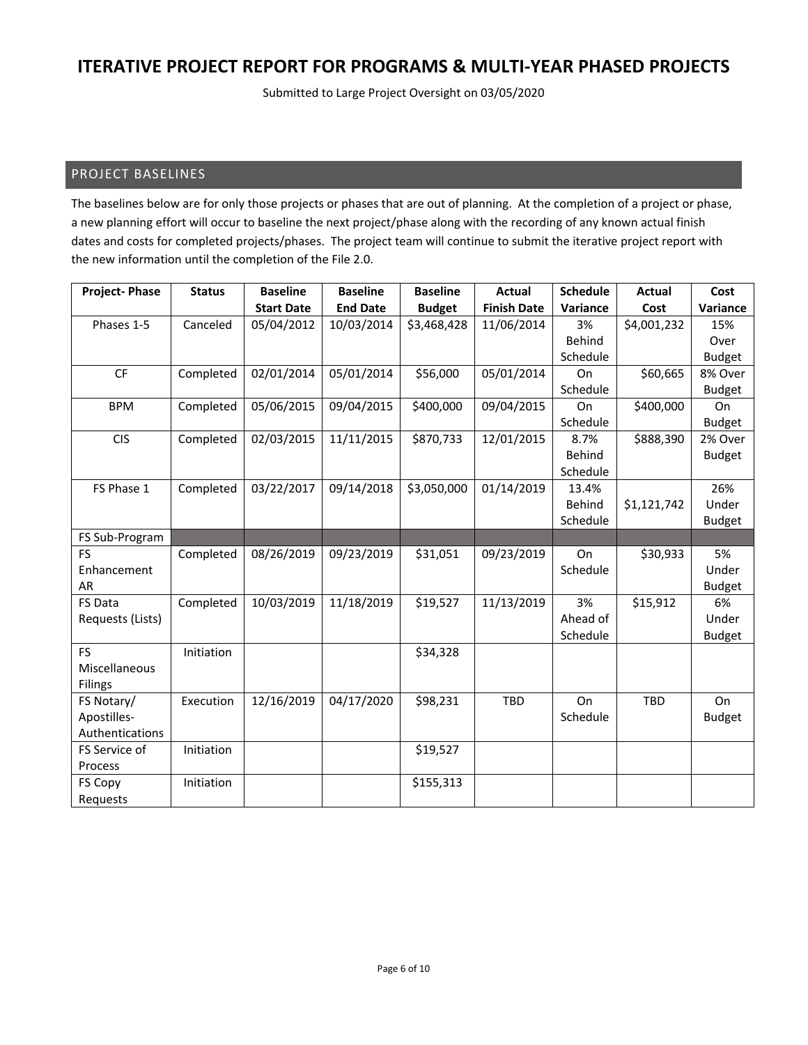# ITERATIVE PROJECT REPORT FOR PROGRAMS & MULTI-YEAR PHASED PROJECTS

Submitted to Large Project Oversight on 03/05/2020

## PROJECT BASELINES

The baselines below are for only those projects or phases that are out of planning. At the completion of a project or phase, a new planning effort will occur to baseline the next project/phase along with the recording of any known actual finish dates and costs for completed projects/phases. The project team will continue to submit the iterative project report with the new information until the completion of the File 2.0.

| Project- Phase | Status | Baseline Start Date | Baseline End Date | Baseline Budget | Actual Finish Date | Schedule Variance | Actual Cost | Cost Variance |
|---|---|---|---|---|---|---|---|---|
| Phases 1-5 | Canceled | 05/04/2012 | 10/03/2014 | $3,468,428 | 11/06/2014 | 3% Behind Schedule | $4,001,232 | 15% Over Budget |
| CF | Completed | 02/01/2014 | 05/01/2014 | $56,000 | 05/01/2014 | On Schedule | $60,665 | 8% Over Budget |
| BPM | Completed | 05/06/2015 | 09/04/2015 | $400,000 | 09/04/2015 | On Schedule | $400,000 | On Budget |
| CIS | Completed | 02/03/2015 | 11/11/2015 | $870,733 | 12/01/2015 | 8.7% Behind Schedule | $888,390 | 2% Over Budget |
| FS Phase 1 | Completed | 03/22/2017 | 09/14/2018 | $3,050,000 | 01/14/2019 | 13.4% Behind Schedule | $1,121,742 | 26% Under Budget |
| FS Sub-Program | | | | | | | | |
| FS Enhancement AR | Completed | 08/26/2019 | 09/23/2019 | $31,051 | 09/23/2019 | On Schedule | $30,933 | 5% Under Budget |
| FS Data Requests (Lists) | Completed | 10/03/2019 | 11/18/2019 | $19,527 | 11/13/2019 | 3% Ahead of Schedule | $15,912 | 6% Under Budget |
| FS Miscellaneous Filings | Initiation | | | $34,328 | | | | |
| FS Notary/ Apostilles-Authentications | Execution | 12/16/2019 | 04/17/2020 | $98,231 | TBD | On Schedule | TBD | On Budget |
| FS Service of Process | Initiation | | | $19,527 | | | | |
| FS Copy Requests | Initiation | | | $155,313 | | | | |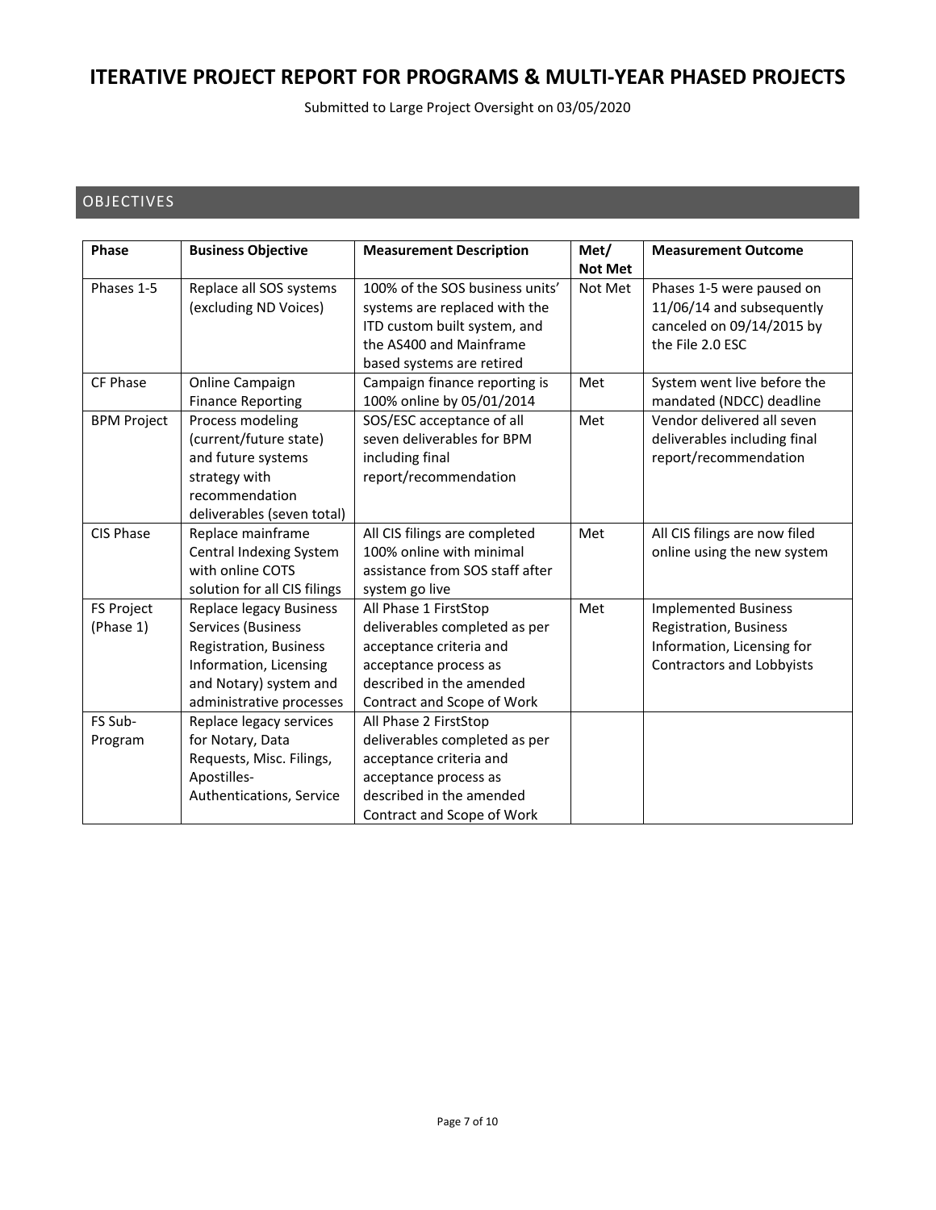# ITERATIVE PROJECT REPORT FOR PROGRAMS & MULTI-YEAR PHASED PROJECTS

Submitted to Large Project Oversight on 03/05/2020

## OBJECTIVES

| Phase | Business Objective | Measurement Description | Met/ Not Met | Measurement Outcome |
|---|---|---|---|---|
| Phases 1-5 | Replace all SOS systems (excluding ND Voices) | 100% of the SOS business units' systems are replaced with the ITD custom built system, and the AS400 and Mainframe based systems are retired | Not Met | Phases 1-5 were paused on 11/06/14 and subsequently canceled on 09/14/2015 by the File 2.0 ESC |
| CF Phase | Online Campaign Finance Reporting | Campaign finance reporting is 100% online by 05/01/2014 | Met | System went live before the mandated (NDCC) deadline |
| BPM Project | Process modeling (current/future state) and future systems strategy with recommendation deliverables (seven total) | SOS/ESC acceptance of all seven deliverables for BPM including final report/recommendation | Met | Vendor delivered all seven deliverables including final report/recommendation |
| CIS Phase | Replace mainframe Central Indexing System with online COTS solution for all CIS filings | All CIS filings are completed 100% online with minimal assistance from SOS staff after system go live | Met | All CIS filings are now filed online using the new system |
| FS Project (Phase 1) | Replace legacy Business Services (Business Registration, Business Information, Licensing and Notary) system and administrative processes | All Phase 1 FirstStop deliverables completed as per acceptance criteria and acceptance process as described in the amended Contract and Scope of Work | Met | Implemented Business Registration, Business Information, Licensing for Contractors and Lobbyists |
| FS Sub-Program | Replace legacy services for Notary, Data Requests, Misc. Filings, Apostilles-Authentications, Service | All Phase 2 FirstStop deliverables completed as per acceptance criteria and acceptance process as described in the amended Contract and Scope of Work | | |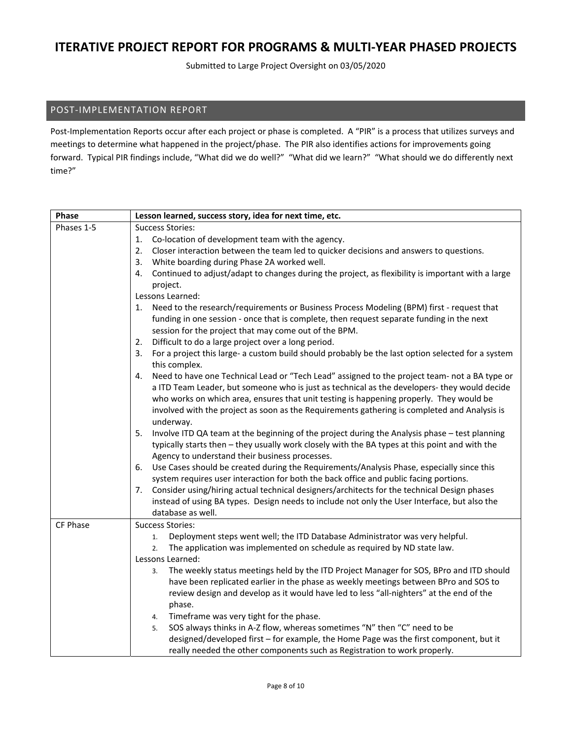# ITERATIVE PROJECT REPORT FOR PROGRAMS & MULTI-YEAR PHASED PROJECTS

Submitted to Large Project Oversight on 03/05/2020

## POST-IMPLEMENTATION REPORT

Post-Implementation Reports occur after each project or phase is completed. A "PIR" is a process that utilizes surveys and meetings to determine what happened in the project/phase. The PIR also identifies actions for improvements going forward. Typical PIR findings include, "What did we do well?" "What did we learn?" "What should we do differently next time?"

| Phase | Lesson learned, success story, idea for next time, etc. |
|---|---|
| Phases 1-5 | Success Stories:<br>1. Co-location of development team with the agency.<br>2. Closer interaction between the team led to quicker decisions and answers to questions.<br>3. White boarding during Phase 2A worked well.<br>4. Continued to adjust/adapt to changes during the project, as flexibility is important with a large project.<br>Lessons Learned:<br>1. Need to the research/requirements or Business Process Modeling (BPM) first - request that funding in one session - once that is complete, then request separate funding in the next session for the project that may come out of the BPM.<br>2. Difficult to do a large project over a long period.<br>3. For a project this large- a custom build should probably be the last option selected for a system this complex.<br>4. Need to have one Technical Lead or "Tech Lead" assigned to the project team- not a BA type or a ITD Team Leader, but someone who is just as technical as the developers- they would decide who works on which area, ensures that unit testing is happening properly. They would be involved with the project as soon as the Requirements gathering is completed and Analysis is underway.<br>5. Involve ITD QA team at the beginning of the project during the Analysis phase – test planning typically starts then – they usually work closely with the BA types at this point and with the Agency to understand their business processes.<br>6. Use Cases should be created during the Requirements/Analysis Phase, especially since this system requires user interaction for both the back office and public facing portions.<br>7. Consider using/hiring actual technical designers/architects for the technical Design phases instead of using BA types. Design needs to include not only the User Interface, but also the database as well. |
| CF Phase | Success Stories:<br>1. Deployment steps went well; the ITD Database Administrator was very helpful.<br>2. The application was implemented on schedule as required by ND state law.<br>Lessons Learned:<br>3. The weekly status meetings held by the ITD Project Manager for SOS, BPro and ITD should have been replicated earlier in the phase as weekly meetings between BPro and SOS to review design and develop as it would have led to less "all-nighters" at the end of the phase.<br>4. Timeframe was very tight for the phase.<br>5. SOS always thinks in A-Z flow, whereas sometimes "N" then "C" need to be designed/developed first – for example, the Home Page was the first component, but it really needed the other components such as Registration to work properly. |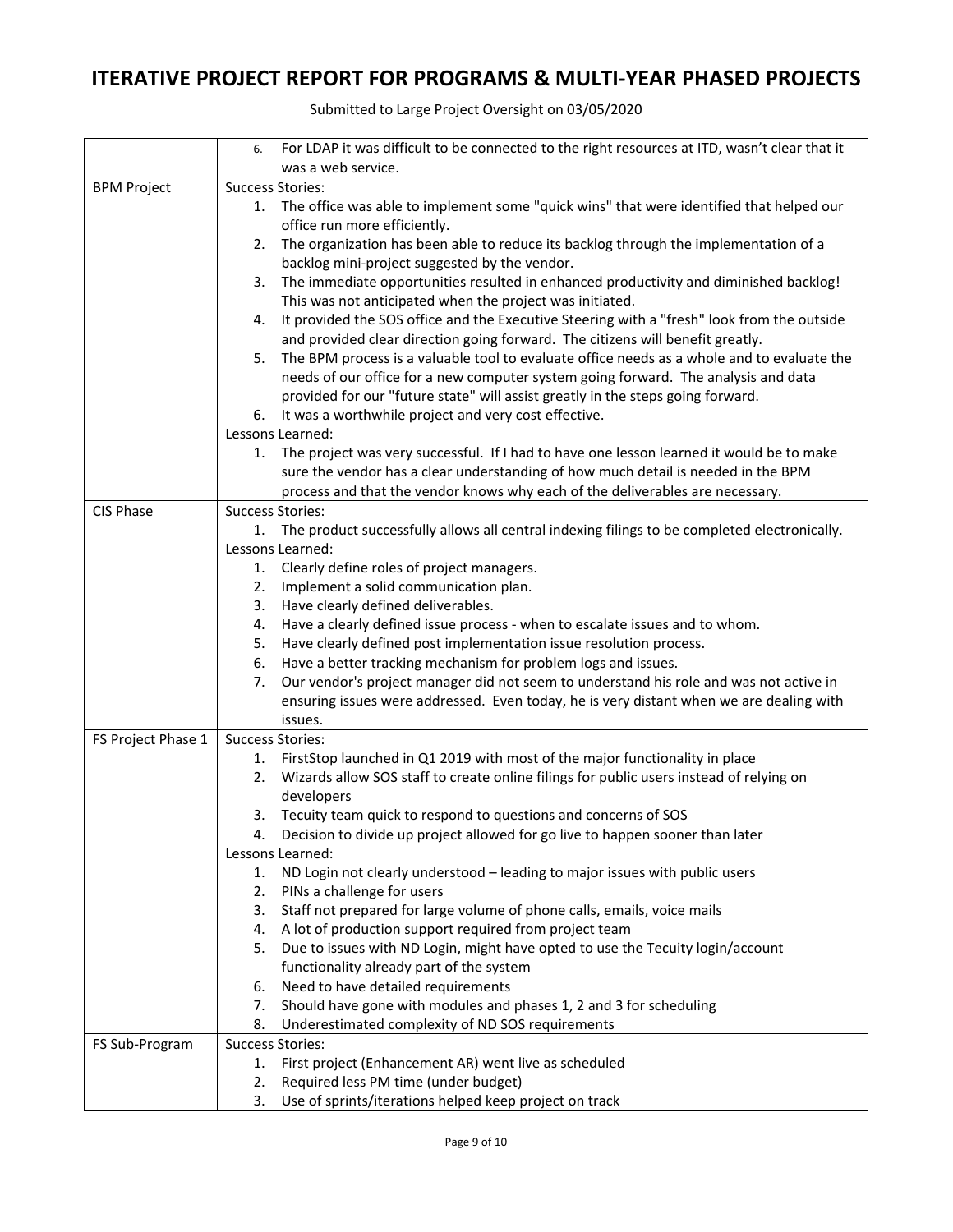# ITERATIVE PROJECT REPORT FOR PROGRAMS & MULTI-YEAR PHASED PROJECTS

Submitted to Large Project Oversight on 03/05/2020

| | |
|---|---|
| | 6. For LDAP it was difficult to be connected to the right resources at ITD, wasn't clear that it was a web service. |
| BPM Project | Success Stories:<br>1. The office was able to implement some "quick wins" that were identified that helped our office run more efficiently.<br>2. The organization has been able to reduce its backlog through the implementation of a backlog mini-project suggested by the vendor.<br>3. The immediate opportunities resulted in enhanced productivity and diminished backlog! This was not anticipated when the project was initiated.<br>4. It provided the SOS office and the Executive Steering with a "fresh" look from the outside and provided clear direction going forward. The citizens will benefit greatly.<br>5. The BPM process is a valuable tool to evaluate office needs as a whole and to evaluate the needs of our office for a new computer system going forward. The analysis and data provided for our "future state" will assist greatly in the steps going forward.<br>6. It was a worthwhile project and very cost effective.<br>Lessons Learned:<br>1. The project was very successful. If I had to have one lesson learned it would be to make sure the vendor has a clear understanding of how much detail is needed in the BPM process and that the vendor knows why each of the deliverables are necessary. |
| CIS Phase | Success Stories:<br>1. The product successfully allows all central indexing filings to be completed electronically.<br>Lessons Learned:<br>1. Clearly define roles of project managers.<br>2. Implement a solid communication plan.<br>3. Have clearly defined deliverables.<br>4. Have a clearly defined issue process - when to escalate issues and to whom.<br>5. Have clearly defined post implementation issue resolution process.<br>6. Have a better tracking mechanism for problem logs and issues.<br>7. Our vendor's project manager did not seem to understand his role and was not active in ensuring issues were addressed. Even today, he is very distant when we are dealing with issues. |
| FS Project Phase 1 | Success Stories:<br>1. FirstStop launched in Q1 2019 with most of the major functionality in place<br>2. Wizards allow SOS staff to create online filings for public users instead of relying on developers<br>3. Tecuity team quick to respond to questions and concerns of SOS<br>4. Decision to divide up project allowed for go live to happen sooner than later<br>Lessons Learned:<br>1. ND Login not clearly understood – leading to major issues with public users<br>2. PINs a challenge for users<br>3. Staff not prepared for large volume of phone calls, emails, voice mails<br>4. A lot of production support required from project team<br>5. Due to issues with ND Login, might have opted to use the Tecuity login/account functionality already part of the system<br>6. Need to have detailed requirements<br>7. Should have gone with modules and phases 1, 2 and 3 for scheduling<br>8. Underestimated complexity of ND SOS requirements |
| FS Sub-Program | Success Stories:<br>1. First project (Enhancement AR) went live as scheduled<br>2. Required less PM time (under budget)<br>3. Use of sprints/iterations helped keep project on track |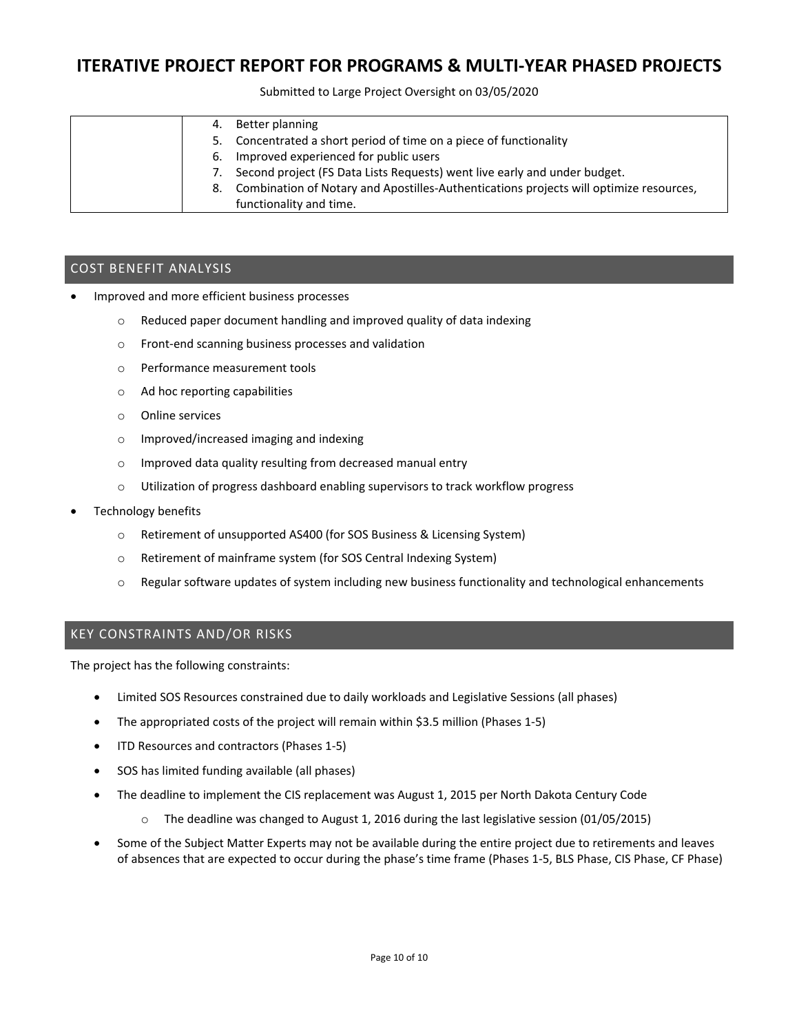| | |
|---|---|
| | 4. Better planning<br>5. Concentrated a short period of time on a piece of functionality<br>6. Improved experienced for public users<br>7. Second project (FS Data Lists Requests) went live early and under budget.<br>8. Combination of Notary and Apostilles-Authentications projects will optimize resources, functionality and time. |

## COST BENEFIT ANALYSIS

- Improved and more efficient business processes
  - Reduced paper document handling and improved quality of data indexing
  - Front-end scanning business processes and validation
  - Performance measurement tools
  - Ad hoc reporting capabilities
  - Online services
  - Improved/increased imaging and indexing
  - Improved data quality resulting from decreased manual entry
  - Utilization of progress dashboard enabling supervisors to track workflow progress
- Technology benefits
  - Retirement of unsupported AS400 (for SOS Business & Licensing System)
  - Retirement of mainframe system (for SOS Central Indexing System)
  - Regular software updates of system including new business functionality and technological enhancements

## KEY CONSTRAINTS AND/OR RISKS

The project has the following constraints:

- Limited SOS Resources constrained due to daily workloads and Legislative Sessions (all phases)
- The appropriated costs of the project will remain within $3.5 million (Phases 1-5)
- ITD Resources and contractors (Phases 1-5)
- SOS has limited funding available (all phases)
- The deadline to implement the CIS replacement was August 1, 2015 per North Dakota Century Code
  - The deadline was changed to August 1, 2016 during the last legislative session (01/05/2015)
- Some of the Subject Matter Experts may not be available during the entire project due to retirements and leaves of absences that are expected to occur during the phase's time frame (Phases 1-5, BLS Phase, CIS Phase, CF Phase)